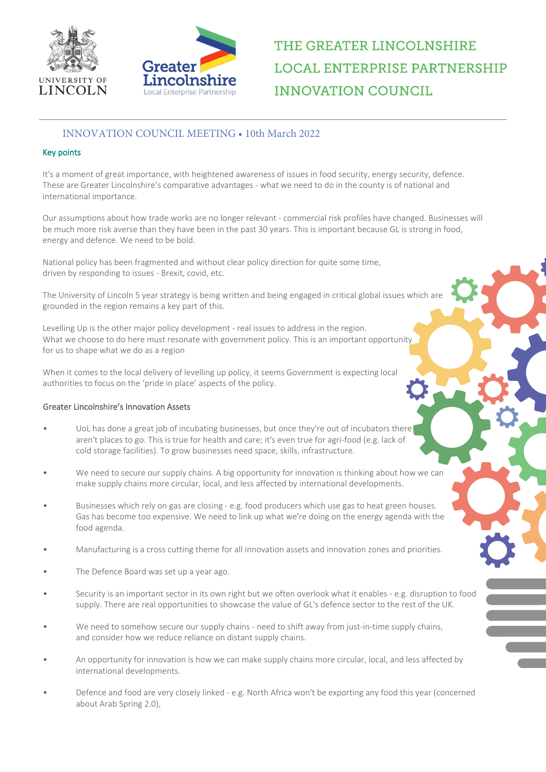# THE GREATER LINCOLNSHIRE LOCAL ENTERPRISE PARTNERSHIP INNOVATION COUNCIL

## INNOVATION COUNCIL MEETING • 10th March 2022

### Key points

It's a moment of great importance, with heightened awareness of issues in food security, energy security, defence. These are Greater Lincolnshire's comparative advantages - what we need to do in the county is of national and international importance.

Our assumptions about how trade works are no longer relevant - commercial risk profiles have changed. Businesses will be much more risk averse than they have been in the past 30 years. This is important because GL is strong in food, energy and defence. We need to be bold.

National policy has been fragmented and without clear policy direction for quite some time, driven by responding to issues - Brexit, covid, etc.

The University of Lincoln 5 year strategy is being written and being engaged in critical global issues which are grounded in the region remains a key part of this.

Levelling Up is the other major policy development - real issues to address in the region. What we choose to do here must resonate with government policy. This is an important opportunity for us to shape what we do as a region

When it comes to the local delivery of levelling up policy, it seems Government is expecting local authorities to focus on the 'pride in place' aspects of the policy.

### Greater Lincolnshire's Innovation Assets

- UoL has done a great job of incubating businesses, but once they're out of incubators there aren't places to go. This is true for health and care; it's even true for agri-food (e.g. lack of cold storage facilities). To grow businesses need space, skills, infrastructure.
- We need to secure our supply chains. A big opportunity for innovation is thinking about how we can make supply chains more circular, local, and less affected by international developments.
- Businesses which rely on gas are closing - e.g. food producers which use gas to heat green houses. Gas has become too expensive. We need to link up what we're doing on the energy agenda with the food agenda.
- Manufacturing is a cross cutting theme for all innovation assets and innovation zones and priorities.
- The Defence Board was set up a year ago.
- Security is an important sector in its own right but we often overlook what it enables - e.g. disruption to food supply. There are real opportunities to showcase the value of GL's defence sector to the rest of the UK.
- We need to somehow secure our supply chains - need to shift away from just-in-time supply chains, and consider how we reduce reliance on distant supply chains.
- An opportunity for innovation is how we can make supply chains more circular, local, and less affected by international developments.
- Defence and food are very closely linked - e.g. North Africa won't be exporting any food this year (concerned about Arab Spring 2.0),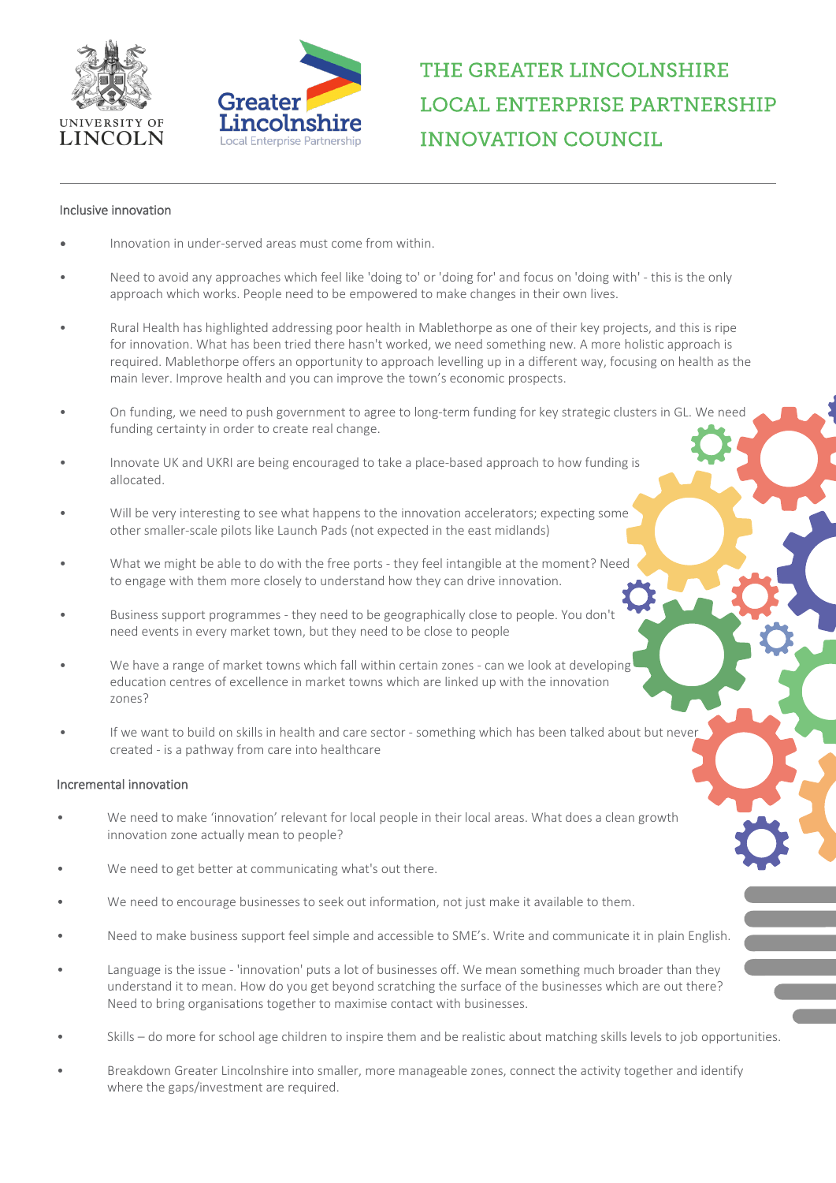# THE GREATER LINCOLNSHIRE LOCAL ENTERPRISE PARTNERSHIP INNOVATION COUNCIL

## Inclusive innovation

- Innovation in under-served areas must come from within.
- Need to avoid any approaches which feel like 'doing to' or 'doing for' and focus on 'doing with' - this is the only approach which works. People need to be empowered to make changes in their own lives.
- Rural Health has highlighted addressing poor health in Mablethorpe as one of their key projects, and this is ripe for innovation. What has been tried there hasn't worked, we need something new. A more holistic approach is required. Mablethorpe offers an opportunity to approach levelling up in a different way, focusing on health as the main lever. Improve health and you can improve the town's economic prospects.
- On funding, we need to push government to agree to long-term funding for key strategic clusters in GL. We need funding certainty in order to create real change.
- Innovate UK and UKRI are being encouraged to take a place-based approach to how funding is allocated.
- Will be very interesting to see what happens to the innovation accelerators; expecting some other smaller-scale pilots like Launch Pads (not expected in the east midlands)
- What we might be able to do with the free ports - they feel intangible at the moment? Need to engage with them more closely to understand how they can drive innovation.
- Business support programmes - they need to be geographically close to people. You don't need events in every market town, but they need to be close to people
- We have a range of market towns which fall within certain zones - can we look at developing education centres of excellence in market towns which are linked up with the innovation zones?
- If we want to build on skills in health and care sector - something which has been talked about but never created - is a pathway from care into healthcare

## Incremental innovation

- We need to make 'innovation' relevant for local people in their local areas. What does a clean growth innovation zone actually mean to people?
- We need to get better at communicating what's out there.
- We need to encourage businesses to seek out information, not just make it available to them.
- Need to make business support feel simple and accessible to SME's. Write and communicate it in plain English.
- Language is the issue - 'innovation' puts a lot of businesses off. We mean something much broader than they understand it to mean. How do you get beyond scratching the surface of the businesses which are out there? Need to bring organisations together to maximise contact with businesses.
- Skills – do more for school age children to inspire them and be realistic about matching skills levels to job opportunities.
- Breakdown Greater Lincolnshire into smaller, more manageable zones, connect the activity together and identify where the gaps/investment are required.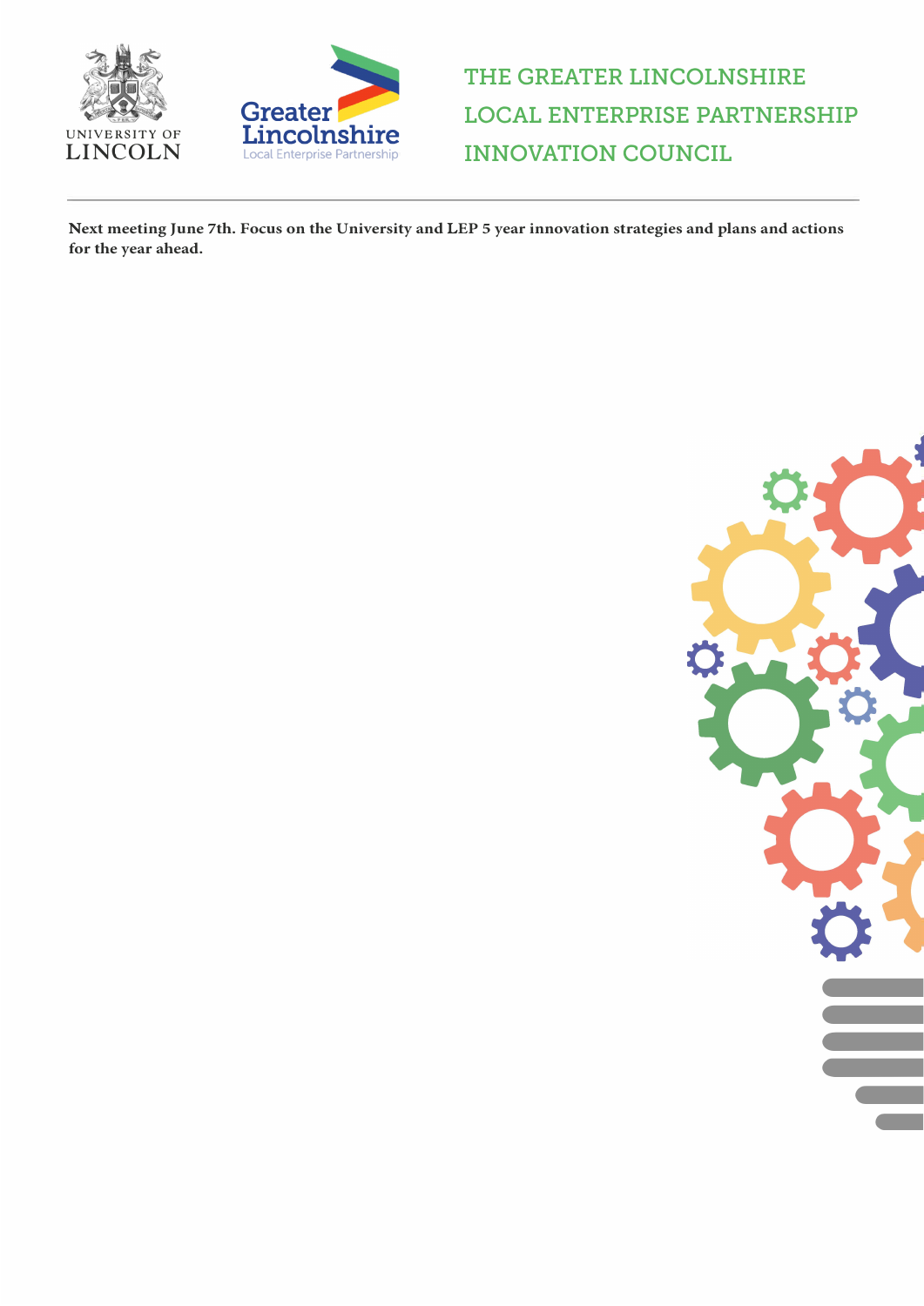# THE GREATER LINCOLNSHIRE LOCAL ENTERPRISE PARTNERSHIP INNOVATION COUNCIL

**Next meeting June 7th. Focus on the University and LEP 5 year innovation strategies and plans and actions for the year ahead.**